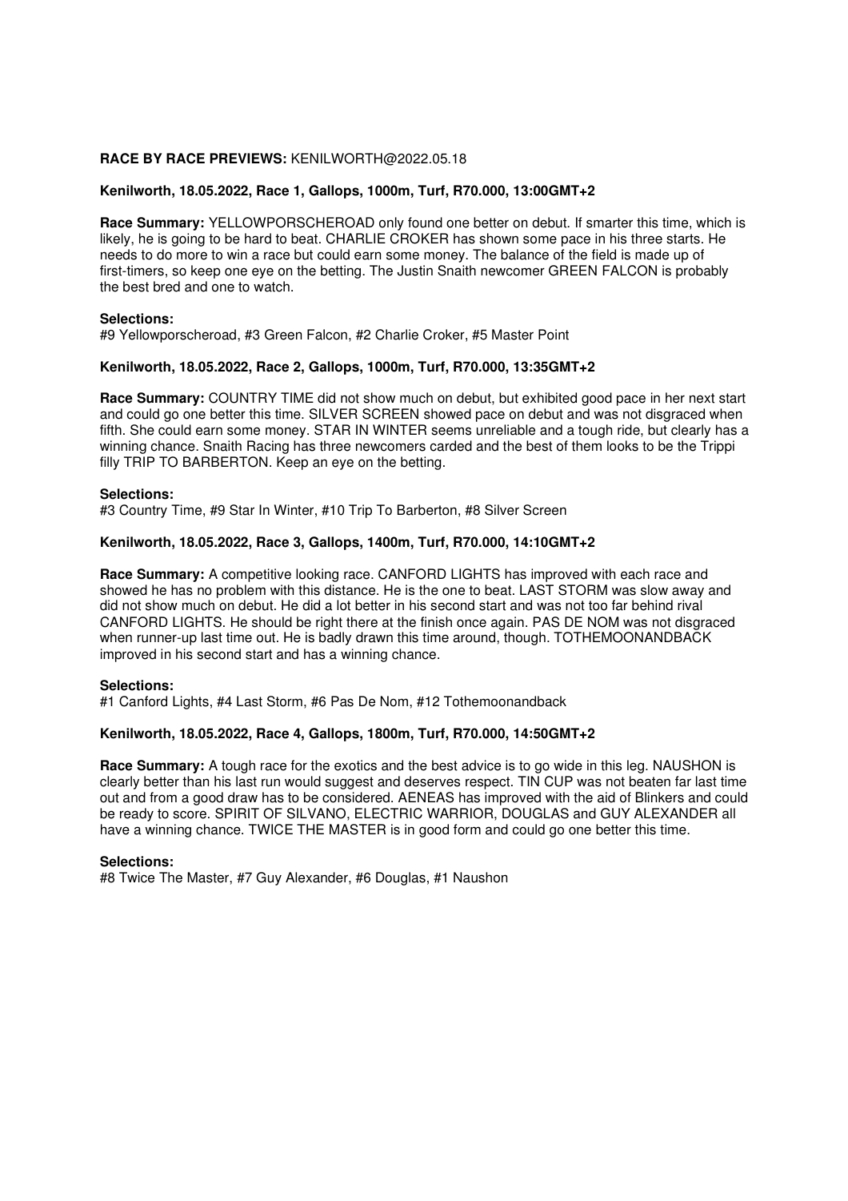**RACE BY RACE PREVIEWS:** KENILWORTH@2022.05.18

**Kenilworth, 18.05.2022, Race 1, Gallops, 1000m, Turf, R70.000, 13:00GMT+2**

**Race Summary:** YELLOWPORSCHEROAD only found one better on debut. If smarter this time, which is likely, he is going to be hard to beat. CHARLIE CROKER has shown some pace in his three starts. He needs to do more to win a race but could earn some money. The balance of the field is made up of first-timers, so keep one eye on the betting. The Justin Snaith newcomer GREEN FALCON is probably the best bred and one to watch.

**Selections:**
#9 Yellowporscheroad, #3 Green Falcon, #2 Charlie Croker, #5 Master Point

**Kenilworth, 18.05.2022, Race 2, Gallops, 1000m, Turf, R70.000, 13:35GMT+2**

**Race Summary:** COUNTRY TIME did not show much on debut, but exhibited good pace in her next start and could go one better this time. SILVER SCREEN showed pace on debut and was not disgraced when fifth. She could earn some money. STAR IN WINTER seems unreliable and a tough ride, but clearly has a winning chance. Snaith Racing has three newcomers carded and the best of them looks to be the Trippi filly TRIP TO BARBERTON. Keep an eye on the betting.

**Selections:**
#3 Country Time, #9 Star In Winter, #10 Trip To Barberton, #8 Silver Screen

**Kenilworth, 18.05.2022, Race 3, Gallops, 1400m, Turf, R70.000, 14:10GMT+2**

**Race Summary:** A competitive looking race. CANFORD LIGHTS has improved with each race and showed he has no problem with this distance. He is the one to beat. LAST STORM was slow away and did not show much on debut. He did a lot better in his second start and was not too far behind rival CANFORD LIGHTS. He should be right there at the finish once again. PAS DE NOM was not disgraced when runner-up last time out. He is badly drawn this time around, though. TOTHEMOONANDBACK improved in his second start and has a winning chance.

**Selections:**
#1 Canford Lights, #4 Last Storm, #6 Pas De Nom, #12 Tothemoonandback

**Kenilworth, 18.05.2022, Race 4, Gallops, 1800m, Turf, R70.000, 14:50GMT+2**

**Race Summary:** A tough race for the exotics and the best advice is to go wide in this leg. NAUSHON is clearly better than his last run would suggest and deserves respect. TIN CUP was not beaten far last time out and from a good draw has to be considered. AENEAS has improved with the aid of Blinkers and could be ready to score. SPIRIT OF SILVANO, ELECTRIC WARRIOR, DOUGLAS and GUY ALEXANDER all have a winning chance. TWICE THE MASTER is in good form and could go one better this time.

**Selections:**
#8 Twice The Master, #7 Guy Alexander, #6 Douglas, #1 Naushon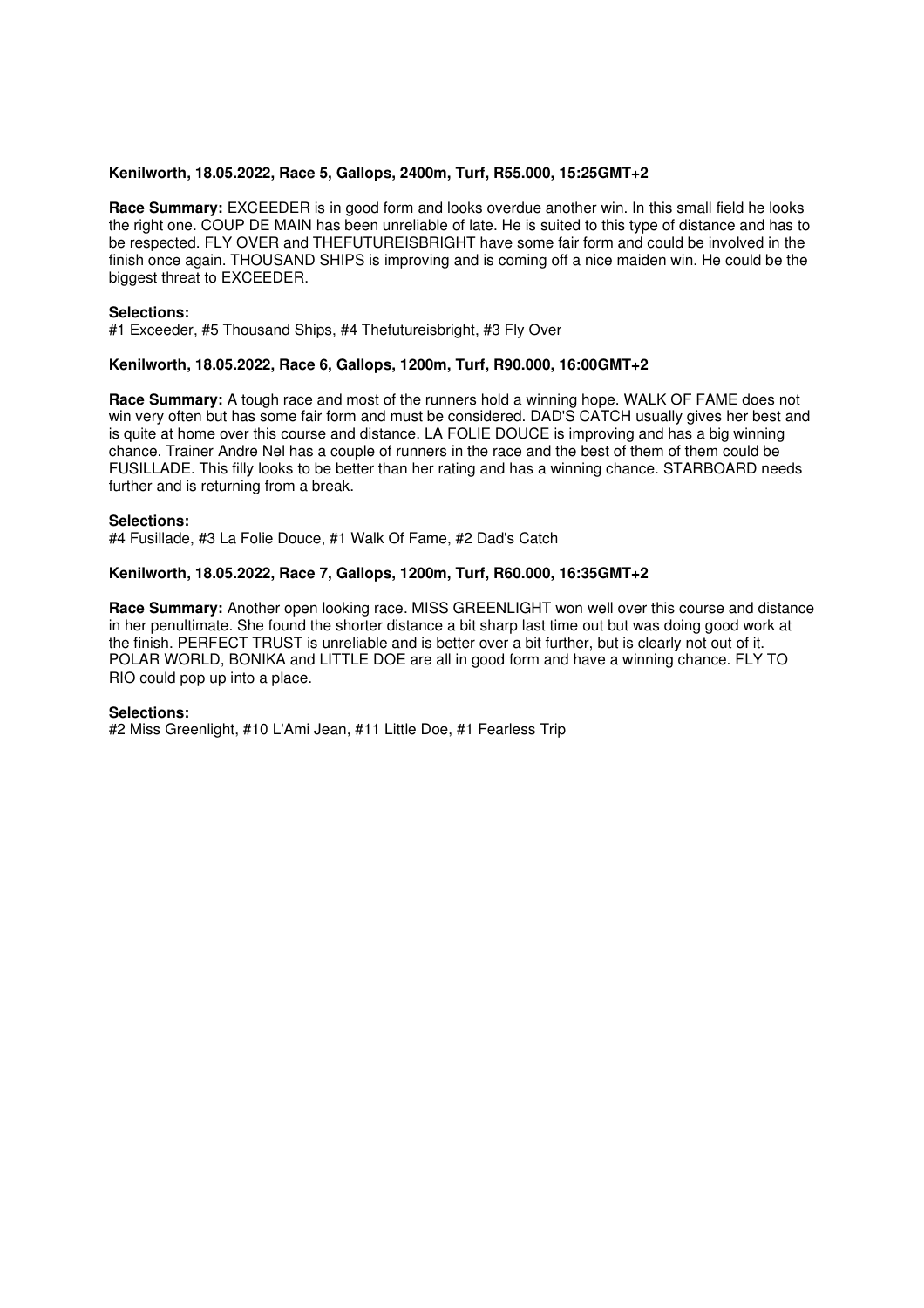**Kenilworth, 18.05.2022, Race 5, Gallops, 2400m, Turf, R55.000, 15:25GMT+2**

**Race Summary:** EXCEEDER is in good form and looks overdue another win. In this small field he looks the right one. COUP DE MAIN has been unreliable of late. He is suited to this type of distance and has to be respected. FLY OVER and THEFUTUREISBRIGHT have some fair form and could be involved in the finish once again. THOUSAND SHIPS is improving and is coming off a nice maiden win. He could be the biggest threat to EXCEEDER.

**Selections:**
#1 Exceeder, #5 Thousand Ships, #4 Thefutureisbright, #3 Fly Over

**Kenilworth, 18.05.2022, Race 6, Gallops, 1200m, Turf, R90.000, 16:00GMT+2**

**Race Summary:** A tough race and most of the runners hold a winning hope. WALK OF FAME does not win very often but has some fair form and must be considered. DAD'S CATCH usually gives her best and is quite at home over this course and distance. LA FOLIE DOUCE is improving and has a big winning chance. Trainer Andre Nel has a couple of runners in the race and the best of them of them could be FUSILLADE. This filly looks to be better than her rating and has a winning chance. STARBOARD needs further and is returning from a break.

**Selections:**
#4 Fusillade, #3 La Folie Douce, #1 Walk Of Fame, #2 Dad's Catch

**Kenilworth, 18.05.2022, Race 7, Gallops, 1200m, Turf, R60.000, 16:35GMT+2**

**Race Summary:** Another open looking race. MISS GREENLIGHT won well over this course and distance in her penultimate. She found the shorter distance a bit sharp last time out but was doing good work at the finish. PERFECT TRUST is unreliable and is better over a bit further, but is clearly not out of it. POLAR WORLD, BONIKA and LITTLE DOE are all in good form and have a winning chance. FLY TO RIO could pop up into a place.

**Selections:**
#2 Miss Greenlight, #10 L'Ami Jean, #11 Little Doe, #1 Fearless Trip